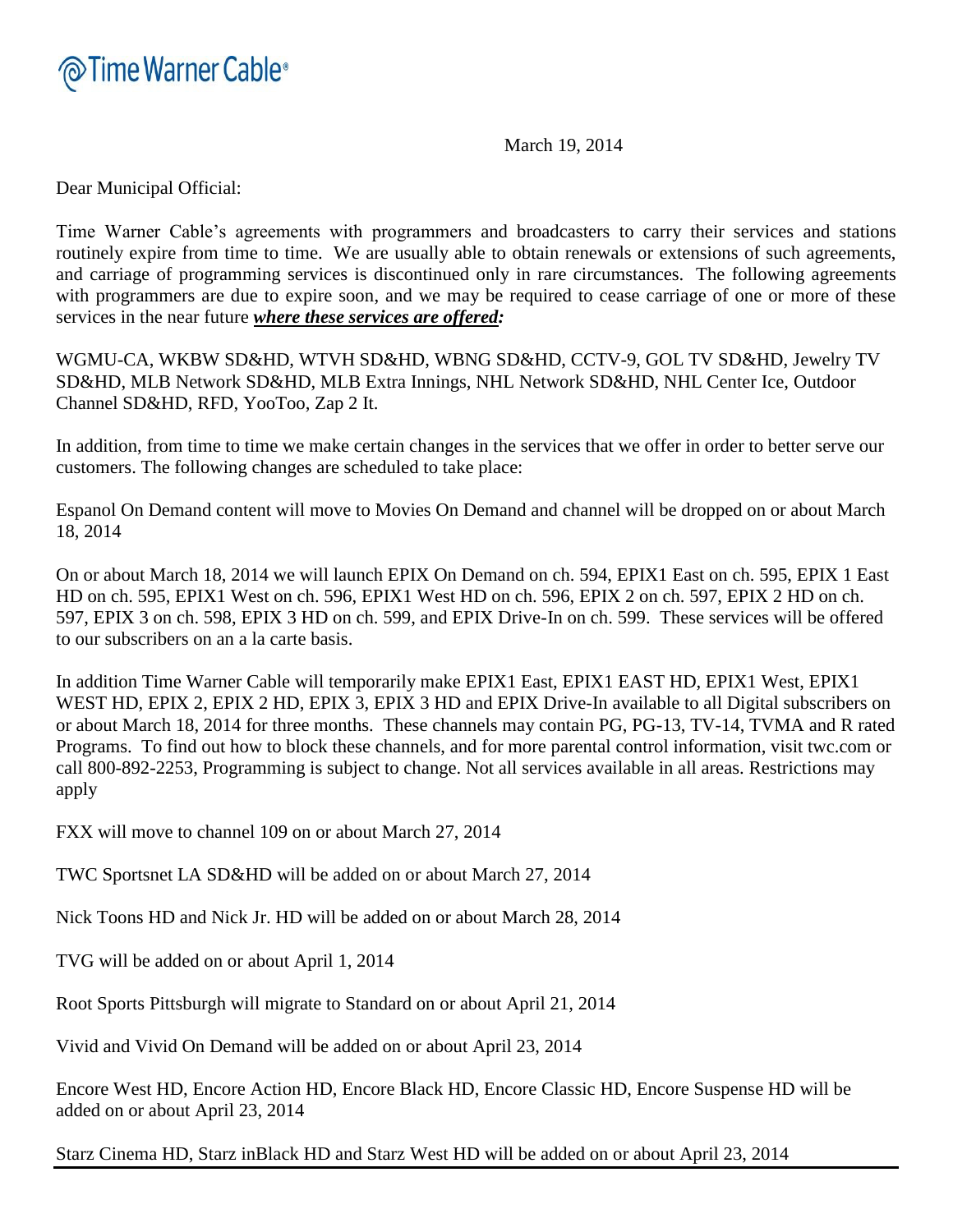Time Warner Cable®

March 19, 2014

Dear Municipal Official:

Time Warner Cable's agreements with programmers and broadcasters to carry their services and stations routinely expire from time to time. We are usually able to obtain renewals or extensions of such agreements, and carriage of programming services is discontinued only in rare circumstances. The following agreements with programmers are due to expire soon, and we may be required to cease carriage of one or more of these services in the near future ***where these services are offered:***

WGMU-CA, WKBW SD&HD, WTVH SD&HD, WBNG SD&HD, CCTV-9, GOL TV SD&HD, Jewelry TV SD&HD, MLB Network SD&HD, MLB Extra Innings, NHL Network SD&HD, NHL Center Ice, Outdoor Channel SD&HD, RFD, YooToo, Zap 2 It.

In addition, from time to time we make certain changes in the services that we offer in order to better serve our customers. The following changes are scheduled to take place:

Espanol On Demand content will move to Movies On Demand and channel will be dropped on or about March 18, 2014

On or about March 18, 2014 we will launch EPIX On Demand on ch. 594, EPIX1 East on ch. 595, EPIX 1 East HD on ch. 595, EPIX1 West on ch. 596, EPIX1 West HD on ch. 596, EPIX 2 on ch. 597, EPIX 2 HD on ch. 597, EPIX 3 on ch. 598, EPIX 3 HD on ch. 599, and EPIX Drive-In on ch. 599. These services will be offered to our subscribers on an a la carte basis.

In addition Time Warner Cable will temporarily make EPIX1 East, EPIX1 EAST HD, EPIX1 West, EPIX1 WEST HD, EPIX 2, EPIX 2 HD, EPIX 3, EPIX 3 HD and EPIX Drive-In available to all Digital subscribers on or about March 18, 2014 for three months. These channels may contain PG, PG-13, TV-14, TVMA and R rated Programs. To find out how to block these channels, and for more parental control information, visit twc.com or call 800-892-2253, Programming is subject to change. Not all services available in all areas. Restrictions may apply

FXX will move to channel 109 on or about March 27, 2014

TWC Sportsnet LA SD&HD will be added on or about March 27, 2014

Nick Toons HD and Nick Jr. HD will be added on or about March 28, 2014

TVG will be added on or about April 1, 2014

Root Sports Pittsburgh will migrate to Standard on or about April 21, 2014

Vivid and Vivid On Demand will be added on or about April 23, 2014

Encore West HD, Encore Action HD, Encore Black HD, Encore Classic HD, Encore Suspense HD will be added on or about April 23, 2014

Starz Cinema HD, Starz inBlack HD and Starz West HD will be added on or about April 23, 2014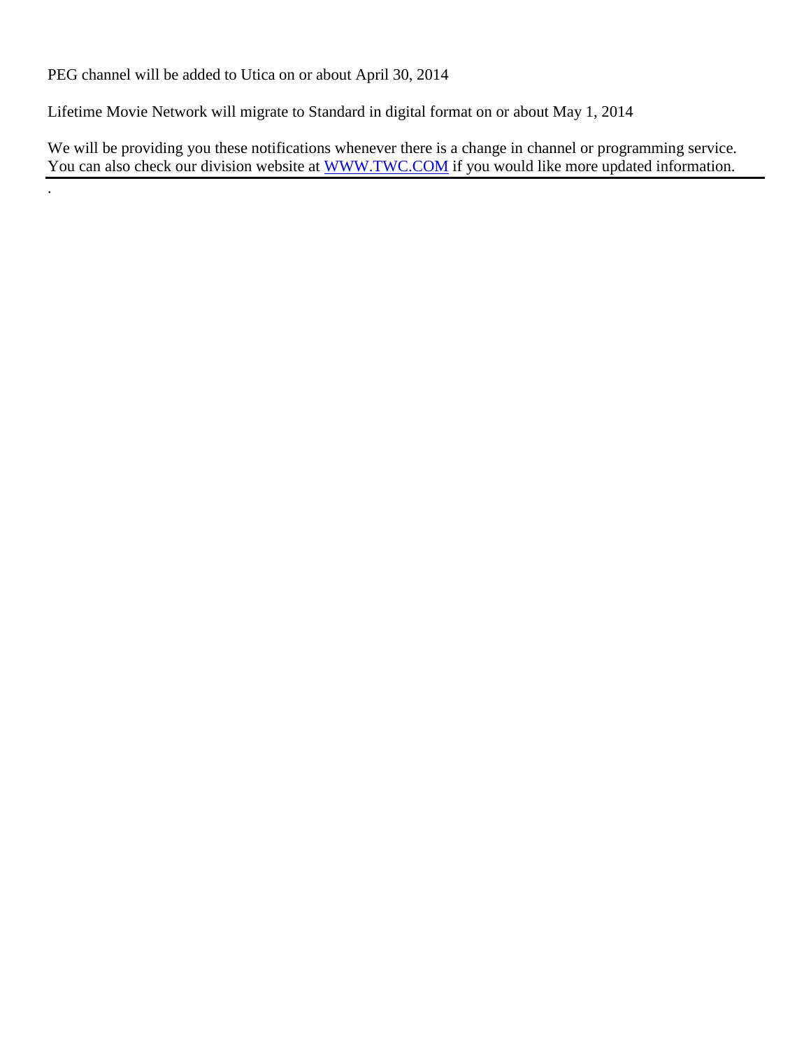PEG channel will be added to Utica on or about April 30, 2014

Lifetime Movie Network will migrate to Standard in digital format on or about May 1, 2014

We will be providing you these notifications whenever there is a change in channel or programming service. You can also check our division website at WWW.TWC.COM if you would like more updated information.

.